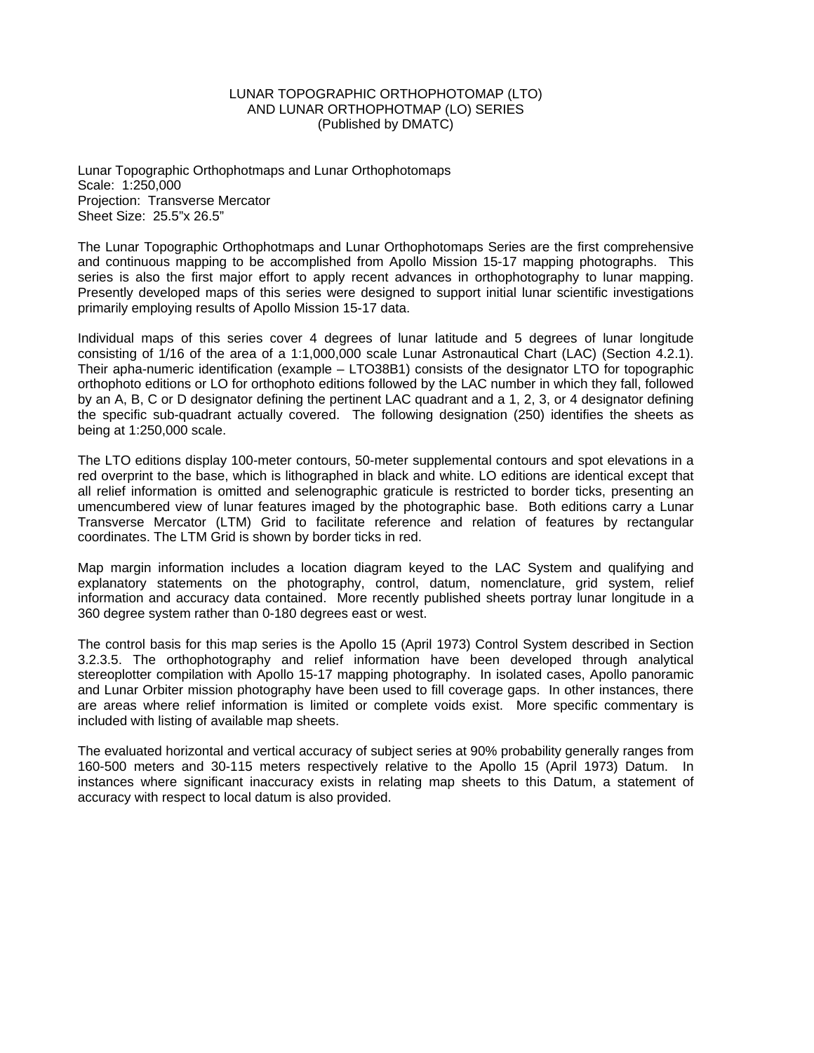# LUNAR TOPOGRAPHIC ORTHOPHOTOMAP (LTO) AND LUNAR ORTHOPHOTMAP (LO) SERIES

(Published by DMATC)

Lunar Topographic Orthophotmaps and Lunar Orthophotomaps
Scale: 1:250,000
Projection: Transverse Mercator
Sheet Size: 25.5"x 26.5"

The Lunar Topographic Orthophotmaps and Lunar Orthophotomaps Series are the first comprehensive and continuous mapping to be accomplished from Apollo Mission 15-17 mapping photographs. This series is also the first major effort to apply recent advances in orthophotography to lunar mapping. Presently developed maps of this series were designed to support initial lunar scientific investigations primarily employing results of Apollo Mission 15-17 data.

Individual maps of this series cover 4 degrees of lunar latitude and 5 degrees of lunar longitude consisting of 1/16 of the area of a 1:1,000,000 scale Lunar Astronautical Chart (LAC) (Section 4.2.1). Their apha-numeric identification (example – LTO38B1) consists of the designator LTO for topographic orthophoto editions or LO for orthophoto editions followed by the LAC number in which they fall, followed by an A, B, C or D designator defining the pertinent LAC quadrant and a 1, 2, 3, or 4 designator defining the specific sub-quadrant actually covered. The following designation (250) identifies the sheets as being at 1:250,000 scale.

The LTO editions display 100-meter contours, 50-meter supplemental contours and spot elevations in a red overprint to the base, which is lithographed in black and white. LO editions are identical except that all relief information is omitted and selenographic graticule is restricted to border ticks, presenting an umencumbered view of lunar features imaged by the photographic base. Both editions carry a Lunar Transverse Mercator (LTM) Grid to facilitate reference and relation of features by rectangular coordinates. The LTM Grid is shown by border ticks in red.

Map margin information includes a location diagram keyed to the LAC System and qualifying and explanatory statements on the photography, control, datum, nomenclature, grid system, relief information and accuracy data contained. More recently published sheets portray lunar longitude in a 360 degree system rather than 0-180 degrees east or west.

The control basis for this map series is the Apollo 15 (April 1973) Control System described in Section 3.2.3.5. The orthophotography and relief information have been developed through analytical stereoplotter compilation with Apollo 15-17 mapping photography. In isolated cases, Apollo panoramic and Lunar Orbiter mission photography have been used to fill coverage gaps. In other instances, there are areas where relief information is limited or complete voids exist. More specific commentary is included with listing of available map sheets.

The evaluated horizontal and vertical accuracy of subject series at 90% probability generally ranges from 160-500 meters and 30-115 meters respectively relative to the Apollo 15 (April 1973) Datum. In instances where significant inaccuracy exists in relating map sheets to this Datum, a statement of accuracy with respect to local datum is also provided.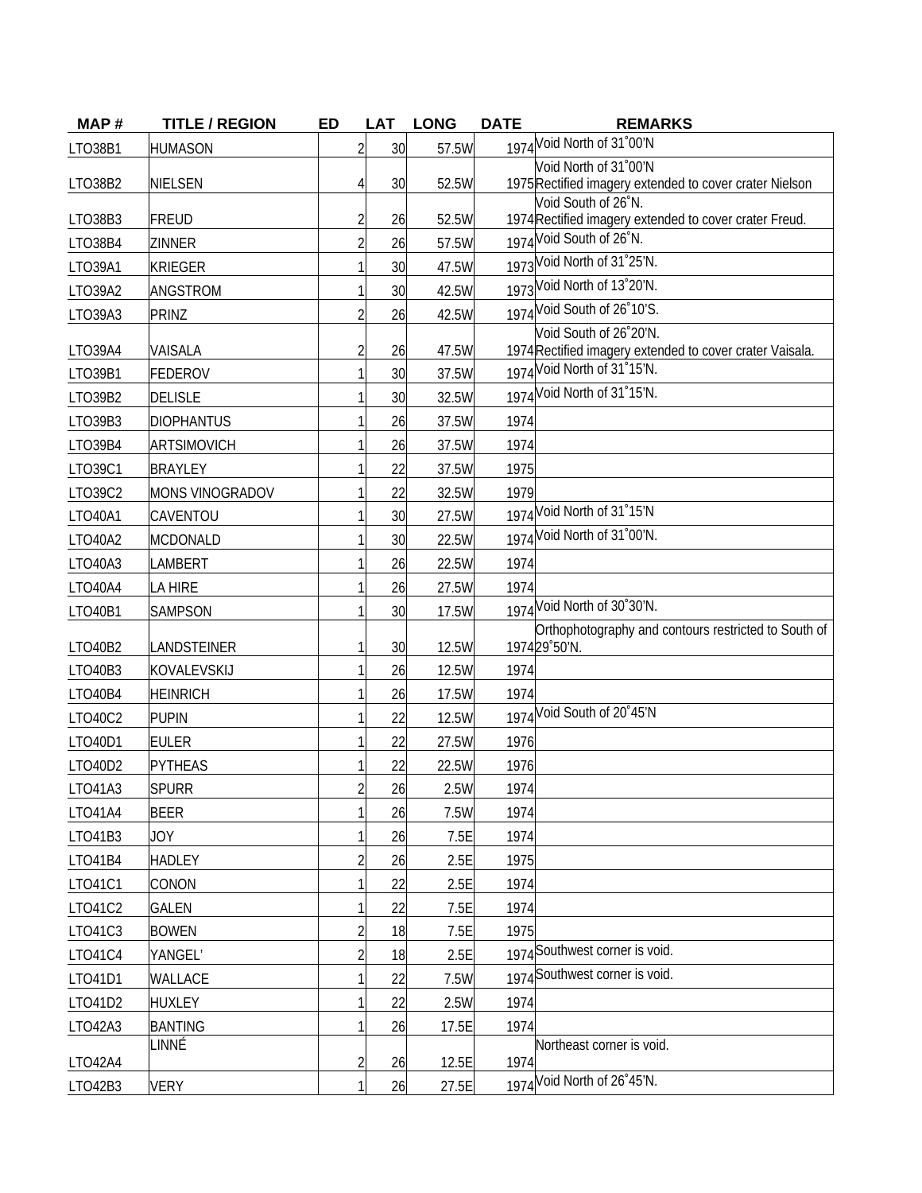| MAP # | TITLE / REGION | ED | LAT | LONG | DATE | REMARKS |
|---|---|---|---|---|---|---|
| LTO38B1 | HUMASON | 2 | 30 | 57.5W | 1974 | Void North of 31˚00'N |
| LTO38B2 | NIELSEN | 4 | 30 | 52.5W | 1975 | Void North of 31˚00'N Rectified imagery extended to cover crater Nielson |
| LTO38B3 | FREUD | 2 | 26 | 52.5W | 1974 | Void South of 26˚N. Rectified imagery extended to cover crater Freud. |
| LTO38B4 | ZINNER | 2 | 26 | 57.5W | 1974 | Void South of 26˚N. |
| LTO39A1 | KRIEGER | 1 | 30 | 47.5W | 1973 | Void North of 31˚25'N. |
| LTO39A2 | ANGSTROM | 1 | 30 | 42.5W | 1973 | Void North of 13˚20'N. |
| LTO39A3 | PRINZ | 2 | 26 | 42.5W | 1974 | Void South of 26˚10'S. |
| LTO39A4 | VAISALA | 2 | 26 | 47.5W | 1974 | Void South of 26˚20'N. Rectified imagery extended to cover crater Vaisala. |
| LTO39B1 | FEDEROV | 1 | 30 | 37.5W | 1974 | Void North of 31˚15'N. |
| LTO39B2 | DELISLE | 1 | 30 | 32.5W | 1974 | Void North of 31˚15'N. |
| LTO39B3 | DIOPHANTUS | 1 | 26 | 37.5W | 1974 | |
| LTO39B4 | ARTSIMOVICH | 1 | 26 | 37.5W | 1974 | |
| LTO39C1 | BRAYLEY | 1 | 22 | 37.5W | 1975 | |
| LTO39C2 | MONS VINOGRADOV | 1 | 22 | 32.5W | 1979 | |
| LTO40A1 | CAVENTOU | 1 | 30 | 27.5W | 1974 | Void North of 31˚15'N |
| LTO40A2 | MCDONALD | 1 | 30 | 22.5W | 1974 | Void North of 31˚00'N. |
| LTO40A3 | LAMBERT | 1 | 26 | 22.5W | 1974 | |
| LTO40A4 | LA HIRE | 1 | 26 | 27.5W | 1974 | |
| LTO40B1 | SAMPSON | 1 | 30 | 17.5W | 1974 | Void North of 30˚30'N. |
| LTO40B2 | LANDSTEINER | 1 | 30 | 12.5W | 1974 | Orthophotography and contours restricted to South of 29˚50'N. |
| LTO40B3 | KOVALEVSKIJ | 1 | 26 | 12.5W | 1974 | |
| LTO40B4 | HEINRICH | 1 | 26 | 17.5W | 1974 | |
| LTO40C2 | PUPIN | 1 | 22 | 12.5W | 1974 | Void South of 20˚45'N |
| LTO40D1 | EULER | 1 | 22 | 27.5W | 1976 | |
| LTO40D2 | PYTHEAS | 1 | 22 | 22.5W | 1976 | |
| LTO41A3 | SPURR | 2 | 26 | 2.5W | 1974 | |
| LTO41A4 | BEER | 1 | 26 | 7.5W | 1974 | |
| LTO41B3 | JOY | 1 | 26 | 7.5E | 1974 | |
| LTO41B4 | HADLEY | 2 | 26 | 2.5E | 1975 | |
| LTO41C1 | CONON | 1 | 22 | 2.5E | 1974 | |
| LTO41C2 | GALEN | 1 | 22 | 7.5E | 1974 | |
| LTO41C3 | BOWEN | 2 | 18 | 7.5E | 1975 | |
| LTO41C4 | YANGEL' | 2 | 18 | 2.5E | 1974 | Southwest corner is void. |
| LTO41D1 | WALLACE | 1 | 22 | 7.5W | 1974 | Southwest corner is void. |
| LTO41D2 | HUXLEY | 1 | 22 | 2.5W | 1974 | |
| LTO42A3 | BANTING | 1 | 26 | 17.5E | 1974 | |
| LTO42A4 | LINNÉ | 2 | 26 | 12.5E | 1974 | Northeast corner is void. |
| LTO42B3 | VERY | 1 | 26 | 27.5E | 1974 | Void North of 26˚45'N. |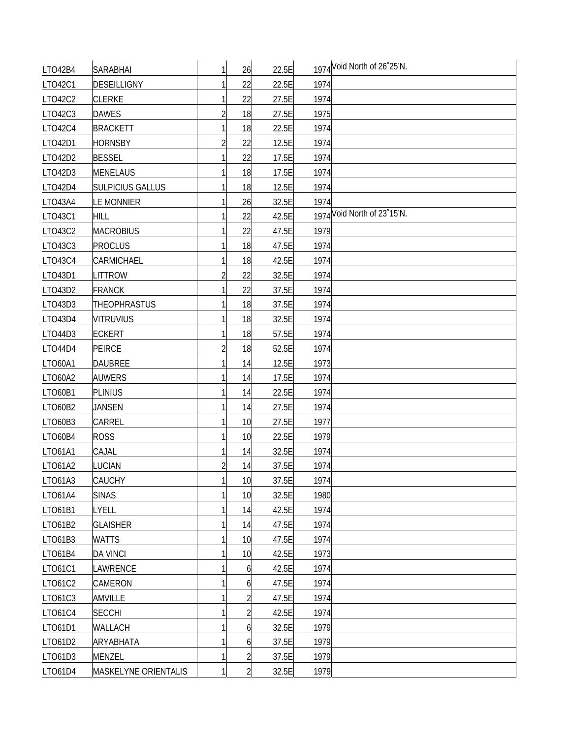| | | | | | | |
|---|---|---|---|---|---|---|
| LTO42B4 | SARABHAI | 1 | 26 | 22.5E | 1974 | Void North of 26˚25'N. |
| LTO42C1 | DESEILLIGNY | 1 | 22 | 22.5E | 1974 | |
| LTO42C2 | CLERKE | 1 | 22 | 27.5E | 1974 | |
| LTO42C3 | DAWES | 2 | 18 | 27.5E | 1975 | |
| LTO42C4 | BRACKETT | 1 | 18 | 22.5E | 1974 | |
| LTO42D1 | HORNSBY | 2 | 22 | 12.5E | 1974 | |
| LTO42D2 | BESSEL | 1 | 22 | 17.5E | 1974 | |
| LTO42D3 | MENELAUS | 1 | 18 | 17.5E | 1974 | |
| LTO42D4 | SULPICIUS GALLUS | 1 | 18 | 12.5E | 1974 | |
| LTO43A4 | LE MONNIER | 1 | 26 | 32.5E | 1974 | |
| LTO43C1 | HILL | 1 | 22 | 42.5E | 1974 | Void North of 23˚15'N. |
| LTO43C2 | MACROBIUS | 1 | 22 | 47.5E | 1979 | |
| LTO43C3 | PROCLUS | 1 | 18 | 47.5E | 1974 | |
| LTO43C4 | CARMICHAEL | 1 | 18 | 42.5E | 1974 | |
| LTO43D1 | LITTROW | 2 | 22 | 32.5E | 1974 | |
| LTO43D2 | FRANCK | 1 | 22 | 37.5E | 1974 | |
| LTO43D3 | THEOPHRASTUS | 1 | 18 | 37.5E | 1974 | |
| LTO43D4 | VITRUVIUS | 1 | 18 | 32.5E | 1974 | |
| LTO44D3 | ECKERT | 1 | 18 | 57.5E | 1974 | |
| LTO44D4 | PEIRCE | 2 | 18 | 52.5E | 1974 | |
| LTO60A1 | DAUBREE | 1 | 14 | 12.5E | 1973 | |
| LTO60A2 | AUWERS | 1 | 14 | 17.5E | 1974 | |
| LTO60B1 | PLINIUS | 1 | 14 | 22.5E | 1974 | |
| LTO60B2 | JANSEN | 1 | 14 | 27.5E | 1974 | |
| LTO60B3 | CARREL | 1 | 10 | 27.5E | 1977 | |
| LTO60B4 | ROSS | 1 | 10 | 22.5E | 1979 | |
| LTO61A1 | CAJAL | 1 | 14 | 32.5E | 1974 | |
| LTO61A2 | LUCIAN | 2 | 14 | 37.5E | 1974 | |
| LTO61A3 | CAUCHY | 1 | 10 | 37.5E | 1974 | |
| LTO61A4 | SINAS | 1 | 10 | 32.5E | 1980 | |
| LTO61B1 | LYELL | 1 | 14 | 42.5E | 1974 | |
| LTO61B2 | GLAISHER | 1 | 14 | 47.5E | 1974 | |
| LTO61B3 | WATTS | 1 | 10 | 47.5E | 1974 | |
| LTO61B4 | DA VINCI | 1 | 10 | 42.5E | 1973 | |
| LTO61C1 | LAWRENCE | 1 | 6 | 42.5E | 1974 | |
| LTO61C2 | CAMERON | 1 | 6 | 47.5E | 1974 | |
| LTO61C3 | AMVILLE | 1 | 2 | 47.5E | 1974 | |
| LTO61C4 | SECCHI | 1 | 2 | 42.5E | 1974 | |
| LTO61D1 | WALLACH | 1 | 6 | 32.5E | 1979 | |
| LTO61D2 | ARYABHATA | 1 | 6 | 37.5E | 1979 | |
| LTO61D3 | MENZEL | 1 | 2 | 37.5E | 1979 | |
| LTO61D4 | MASKELYNE ORIENTALIS | 1 | 2 | 32.5E | 1979 | |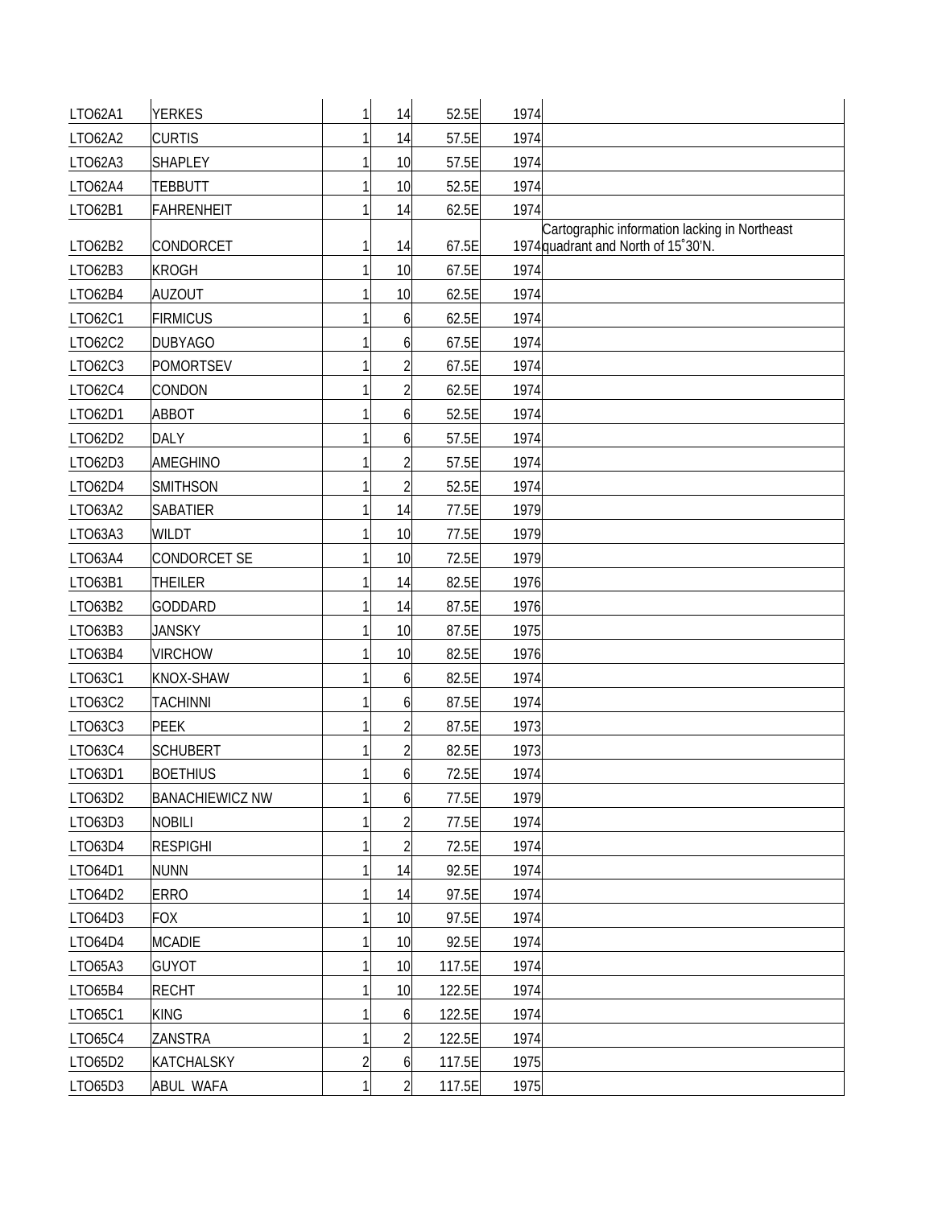| | | | | | | |
|---|---|---|---|---|---|---|
| LTO62A1 | YERKES | 1 | 14 | 52.5E | 1974 | |
| LTO62A2 | CURTIS | 1 | 14 | 57.5E | 1974 | |
| LTO62A3 | SHAPLEY | 1 | 10 | 57.5E | 1974 | |
| LTO62A4 | TEBBUTT | 1 | 10 | 52.5E | 1974 | |
| LTO62B1 | FAHRENHEIT | 1 | 14 | 62.5E | 1974 | |
| LTO62B2 | CONDORCET | 1 | 14 | 67.5E | 1974 | Cartographic information lacking in Northeast quadrant and North of 15˚30'N. |
| LTO62B3 | KROGH | 1 | 10 | 67.5E | 1974 | |
| LTO62B4 | AUZOUT | 1 | 10 | 62.5E | 1974 | |
| LTO62C1 | FIRMICUS | 1 | 6 | 62.5E | 1974 | |
| LTO62C2 | DUBYAGO | 1 | 6 | 67.5E | 1974 | |
| LTO62C3 | POMORTSEV | 1 | 2 | 67.5E | 1974 | |
| LTO62C4 | CONDON | 1 | 2 | 62.5E | 1974 | |
| LTO62D1 | ABBOT | 1 | 6 | 52.5E | 1974 | |
| LTO62D2 | DALY | 1 | 6 | 57.5E | 1974 | |
| LTO62D3 | AMEGHINO | 1 | 2 | 57.5E | 1974 | |
| LTO62D4 | SMITHSON | 1 | 2 | 52.5E | 1974 | |
| LTO63A2 | SABATIER | 1 | 14 | 77.5E | 1979 | |
| LTO63A3 | WILDT | 1 | 10 | 77.5E | 1979 | |
| LTO63A4 | CONDORCET SE | 1 | 10 | 72.5E | 1979 | |
| LTO63B1 | THEILER | 1 | 14 | 82.5E | 1976 | |
| LTO63B2 | GODDARD | 1 | 14 | 87.5E | 1976 | |
| LTO63B3 | JANSKY | 1 | 10 | 87.5E | 1975 | |
| LTO63B4 | VIRCHOW | 1 | 10 | 82.5E | 1976 | |
| LTO63C1 | KNOX-SHAW | 1 | 6 | 82.5E | 1974 | |
| LTO63C2 | TACHINNI | 1 | 6 | 87.5E | 1974 | |
| LTO63C3 | PEEK | 1 | 2 | 87.5E | 1973 | |
| LTO63C4 | SCHUBERT | 1 | 2 | 82.5E | 1973 | |
| LTO63D1 | BOETHIUS | 1 | 6 | 72.5E | 1974 | |
| LTO63D2 | BANACHIEWICZ NW | 1 | 6 | 77.5E | 1979 | |
| LTO63D3 | NOBILI | 1 | 2 | 77.5E | 1974 | |
| LTO63D4 | RESPIGHI | 1 | 2 | 72.5E | 1974 | |
| LTO64D1 | NUNN | 1 | 14 | 92.5E | 1974 | |
| LTO64D2 | ERRO | 1 | 14 | 97.5E | 1974 | |
| LTO64D3 | FOX | 1 | 10 | 97.5E | 1974 | |
| LTO64D4 | MCADIE | 1 | 10 | 92.5E | 1974 | |
| LTO65A3 | GUYOT | 1 | 10 | 117.5E | 1974 | |
| LTO65B4 | RECHT | 1 | 10 | 122.5E | 1974 | |
| LTO65C1 | KING | 1 | 6 | 122.5E | 1974 | |
| LTO65C4 | ZANSTRA | 1 | 2 | 122.5E | 1974 | |
| LTO65D2 | KATCHALSKY | 2 | 6 | 117.5E | 1975 | |
| LTO65D3 | ABUL WAFA | 1 | 2 | 117.5E | 1975 | |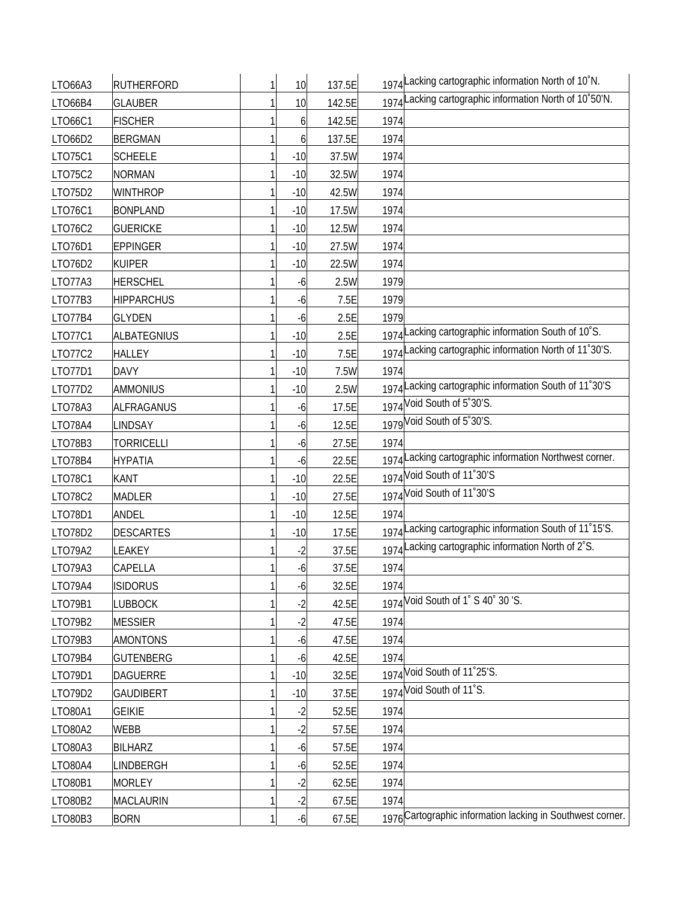| | | | | | | |
|---|---|---|---|---|---|---|
| LTO66A3 | RUTHERFORD | 1 | 10 | 137.5E | 1974 | Lacking cartographic information North of 10˚N. |
| LTO66B4 | GLAUBER | 1 | 10 | 142.5E | 1974 | Lacking cartographic information North of 10˚50'N. |
| LTO66C1 | FISCHER | 1 | 6 | 142.5E | 1974 | |
| LTO66D2 | BERGMAN | 1 | 6 | 137.5E | 1974 | |
| LTO75C1 | SCHEELE | 1 | -10 | 37.5W | 1974 | |
| LTO75C2 | NORMAN | 1 | -10 | 32.5W | 1974 | |
| LTO75D2 | WINTHROP | 1 | -10 | 42.5W | 1974 | |
| LTO76C1 | BONPLAND | 1 | -10 | 17.5W | 1974 | |
| LTO76C2 | GUERICKE | 1 | -10 | 12.5W | 1974 | |
| LTO76D1 | EPPINGER | 1 | -10 | 27.5W | 1974 | |
| LTO76D2 | KUIPER | 1 | -10 | 22.5W | 1974 | |
| LTO77A3 | HERSCHEL | 1 | -6 | 2.5W | 1979 | |
| LTO77B3 | HIPPARCHUS | 1 | -6 | 7.5E | 1979 | |
| LTO77B4 | GLYDEN | 1 | -6 | 2.5E | 1979 | |
| LTO77C1 | ALBATEGNIUS | 1 | -10 | 2.5E | 1974 | Lacking cartographic information South of 10˚S. |
| LTO77C2 | HALLEY | 1 | -10 | 7.5E | 1974 | Lacking cartographic information North of 11˚30'S. |
| LTO77D1 | DAVY | 1 | -10 | 7.5W | 1974 | |
| LTO77D2 | AMMONIUS | 1 | -10 | 2.5W | 1974 | Lacking cartographic information South of 11˚30'S |
| LTO78A3 | ALFRAGANUS | 1 | -6 | 17.5E | 1974 | Void South of 5˚30'S. |
| LTO78A4 | LINDSAY | 1 | -6 | 12.5E | 1979 | Void South of 5˚30'S. |
| LTO78B3 | TORRICELLI | 1 | -6 | 27.5E | 1974 | |
| LTO78B4 | HYPATIA | 1 | -6 | 22.5E | 1974 | Lacking cartographic information Northwest corner. |
| LTO78C1 | KANT | 1 | -10 | 22.5E | 1974 | Void South of 11˚30'S |
| LTO78C2 | MADLER | 1 | -10 | 27.5E | 1974 | Void South of 11˚30'S |
| LTO78D1 | ANDEL | 1 | -10 | 12.5E | 1974 | |
| LTO78D2 | DESCARTES | 1 | -10 | 17.5E | 1974 | Lacking cartographic information South of 11˚15'S. |
| LTO79A2 | LEAKEY | 1 | -2 | 37.5E | 1974 | Lacking cartographic information North of 2˚S. |
| LTO79A3 | CAPELLA | 1 | -6 | 37.5E | 1974 | |
| LTO79A4 | ISIDORUS | 1 | -6 | 32.5E | 1974 | |
| LTO79B1 | LUBBOCK | 1 | -2 | 42.5E | 1974 | Void South of 1˚ S 40˚ 30 'S. |
| LTO79B2 | MESSIER | 1 | -2 | 47.5E | 1974 | |
| LTO79B3 | AMONTONS | 1 | -6 | 47.5E | 1974 | |
| LTO79B4 | GUTENBERG | 1 | -6 | 42.5E | 1974 | |
| LTO79D1 | DAGUERRE | 1 | -10 | 32.5E | 1974 | Void South of 11˚25'S. |
| LTO79D2 | GAUDIBERT | 1 | -10 | 37.5E | 1974 | Void South of 11˚S. |
| LTO80A1 | GEIKIE | 1 | -2 | 52.5E | 1974 | |
| LTO80A2 | WEBB | 1 | -2 | 57.5E | 1974 | |
| LTO80A3 | BILHARZ | 1 | -6 | 57.5E | 1974 | |
| LTO80A4 | LINDBERGH | 1 | -6 | 52.5E | 1974 | |
| LTO80B1 | MORLEY | 1 | -2 | 62.5E | 1974 | |
| LTO80B2 | MACLAURIN | 1 | -2 | 67.5E | 1974 | |
| LTO80B3 | BORN | 1 | -6 | 67.5E | 1976 | Cartographic information lacking in Southwest corner. |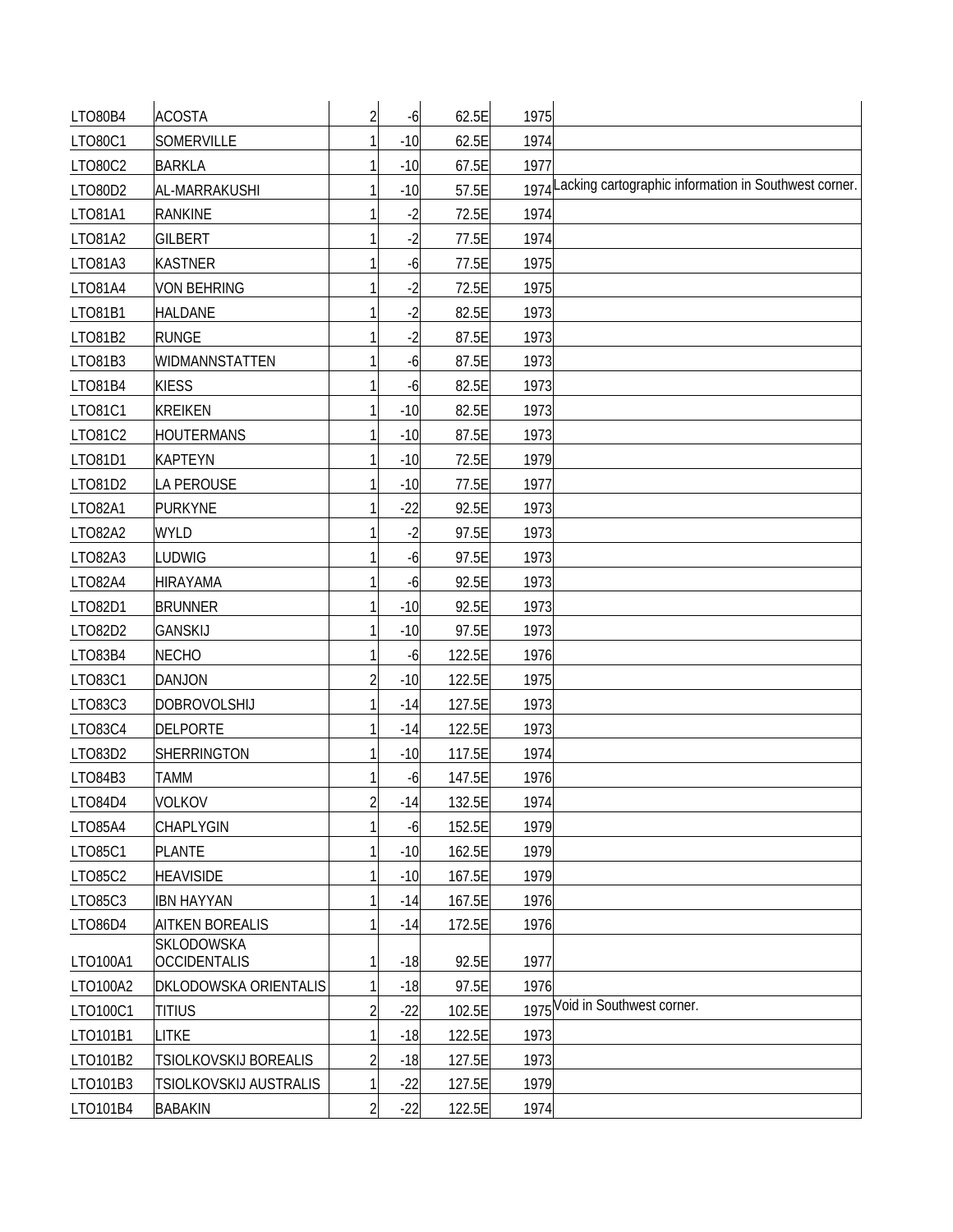| | | | | | | |
|---|---|---|---|---|---|---|
| LTO80B4 | ACOSTA | 2 | -6 | 62.5E | 1975 | |
| LTO80C1 | SOMERVILLE | 1 | -10 | 62.5E | 1974 | |
| LTO80C2 | BARKLA | 1 | -10 | 67.5E | 1977 | |
| LTO80D2 | AL-MARRAKUSHI | 1 | -10 | 57.5E | 1974 | Lacking cartographic information in Southwest corner. |
| LTO81A1 | RANKINE | 1 | -2 | 72.5E | 1974 | |
| LTO81A2 | GILBERT | 1 | -2 | 77.5E | 1974 | |
| LTO81A3 | KASTNER | 1 | -6 | 77.5E | 1975 | |
| LTO81A4 | VON BEHRING | 1 | -2 | 72.5E | 1975 | |
| LTO81B1 | HALDANE | 1 | -2 | 82.5E | 1973 | |
| LTO81B2 | RUNGE | 1 | -2 | 87.5E | 1973 | |
| LTO81B3 | WIDMANNSTATTEN | 1 | -6 | 87.5E | 1973 | |
| LTO81B4 | KIESS | 1 | -6 | 82.5E | 1973 | |
| LTO81C1 | KREIKEN | 1 | -10 | 82.5E | 1973 | |
| LTO81C2 | HOUTERMANS | 1 | -10 | 87.5E | 1973 | |
| LTO81D1 | KAPTEYN | 1 | -10 | 72.5E | 1979 | |
| LTO81D2 | LA PEROUSE | 1 | -10 | 77.5E | 1977 | |
| LTO82A1 | PURKYNE | 1 | -22 | 92.5E | 1973 | |
| LTO82A2 | WYLD | 1 | -2 | 97.5E | 1973 | |
| LTO82A3 | LUDWIG | 1 | -6 | 97.5E | 1973 | |
| LTO82A4 | HIRAYAMA | 1 | -6 | 92.5E | 1973 | |
| LTO82D1 | BRUNNER | 1 | -10 | 92.5E | 1973 | |
| LTO82D2 | GANSKIJ | 1 | -10 | 97.5E | 1973 | |
| LTO83B4 | NECHO | 1 | -6 | 122.5E | 1976 | |
| LTO83C1 | DANJON | 2 | -10 | 122.5E | 1975 | |
| LTO83C3 | DOBROVOLSHIJ | 1 | -14 | 127.5E | 1973 | |
| LTO83C4 | DELPORTE | 1 | -14 | 122.5E | 1973 | |
| LTO83D2 | SHERRINGTON | 1 | -10 | 117.5E | 1974 | |
| LTO84B3 | TAMM | 1 | -6 | 147.5E | 1976 | |
| LTO84D4 | VOLKOV | 2 | -14 | 132.5E | 1974 | |
| LTO85A4 | CHAPLYGIN | 1 | -6 | 152.5E | 1979 | |
| LTO85C1 | PLANTE | 1 | -10 | 162.5E | 1979 | |
| LTO85C2 | HEAVISIDE | 1 | -10 | 167.5E | 1979 | |
| LTO85C3 | IBN HAYYAN | 1 | -14 | 167.5E | 1976 | |
| LTO86D4 | AITKEN BOREALIS | 1 | -14 | 172.5E | 1976 | |
| LTO100A1 | SKLODOWSKA OCCIDENTALIS | 1 | -18 | 92.5E | 1977 | |
| LTO100A2 | DKLODOWSKA ORIENTALIS | 1 | -18 | 97.5E | 1976 | |
| LTO100C1 | TITIUS | 2 | -22 | 102.5E | 1975 | Void in Southwest corner. |
| LTO101B1 | LITKE | 1 | -18 | 122.5E | 1973 | |
| LTO101B2 | TSIOLKOVSKIJ BOREALIS | 2 | -18 | 127.5E | 1973 | |
| LTO101B3 | TSIOLKOVSKIJ AUSTRALIS | 1 | -22 | 127.5E | 1979 | |
| LTO101B4 | BABAKIN | 2 | -22 | 122.5E | 1974 | |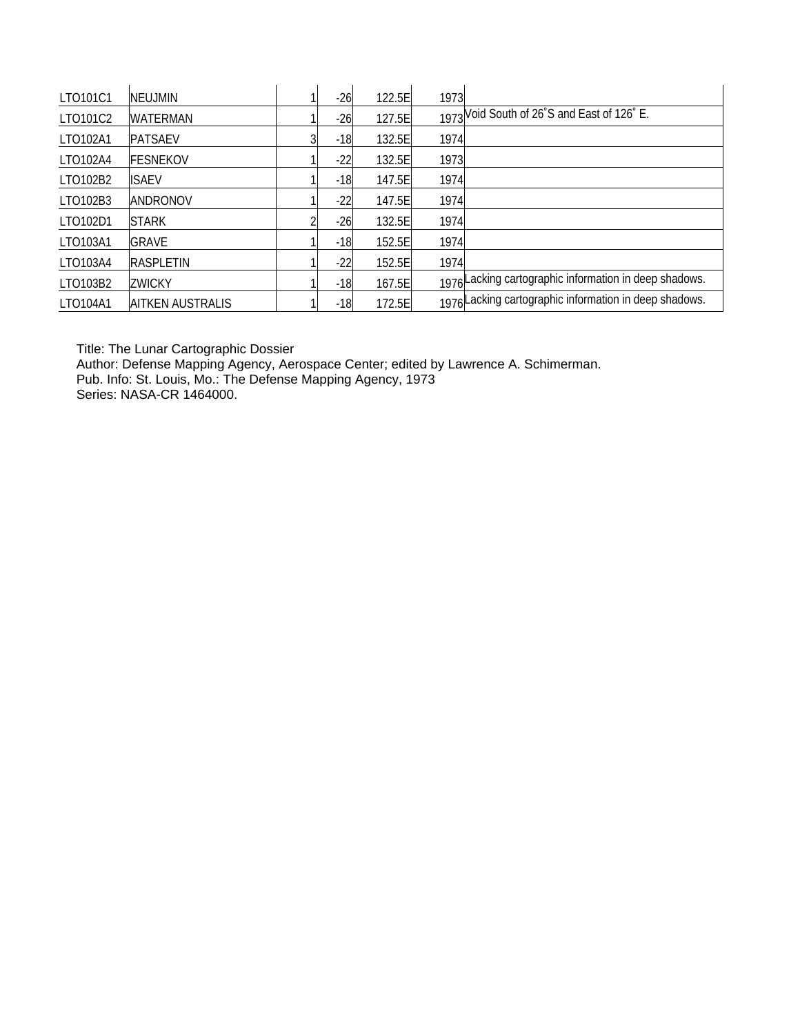| | | | | | | |
|---|---|---|---|---|---|---|
| LTO101C1 | NEUJMIN | 1 | -26 | 122.5E | 1973 | |
| LTO101C2 | WATERMAN | 1 | -26 | 127.5E | 1973 | Void South of 26˚S and East of 126˚ E. |
| LTO102A1 | PATSAEV | 3 | -18 | 132.5E | 1974 | |
| LTO102A4 | FESNEKOV | 1 | -22 | 132.5E | 1973 | |
| LTO102B2 | ISAEV | 1 | -18 | 147.5E | 1974 | |
| LTO102B3 | ANDRONOV | 1 | -22 | 147.5E | 1974 | |
| LTO102D1 | STARK | 2 | -26 | 132.5E | 1974 | |
| LTO103A1 | GRAVE | 1 | -18 | 152.5E | 1974 | |
| LTO103A4 | RASPLETIN | 1 | -22 | 152.5E | 1974 | |
| LTO103B2 | ZWICKY | 1 | -18 | 167.5E | 1976 | Lacking cartographic information in deep shadows. |
| LTO104A1 | AITKEN AUSTRALIS | 1 | -18 | 172.5E | 1976 | Lacking cartographic information in deep shadows. |

Title: The Lunar Cartographic Dossier
Author: Defense Mapping Agency, Aerospace Center; edited by Lawrence A. Schimerman.
Pub. Info: St. Louis, Mo.: The Defense Mapping Agency, 1973
Series: NASA-CR 1464000.